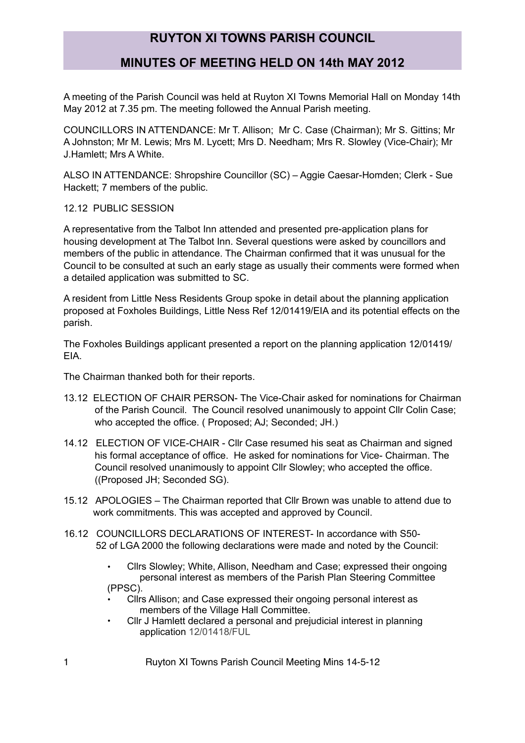# RUYTON XI TOWNS PARISH COUNCIL

## MINUTES OF MEETING HELD ON 14th MAY 2012

A meeting of the Parish Council was held at Ruyton XI Towns Memorial Hall on Monday 14th May 2012 at 7.35 pm. The meeting followed the Annual Parish meeting.

COUNCILLORS IN ATTENDANCE: Mr T. Allison; Mr C. Case (Chairman); Mr S. Gittins; Mr A Johnston; Mr M. Lewis; Mrs M. Lycett; Mrs D. Needham; Mrs R. Slowley (Vice-Chair); Mr J.Hamlett; Mrs A White.

ALSO IN ATTENDANCE: Shropshire Councillor (SC) – Aggie Caesar-Homden; Clerk - Sue Hackett; 7 members of the public.

12.12 PUBLIC SESSION

A representative from the Talbot Inn attended and presented pre-application plans for housing development at The Talbot Inn. Several questions were asked by councillors and members of the public in attendance. The Chairman confirmed that it was unusual for the Council to be consulted at such an early stage as usually their comments were formed when a detailed application was submitted to SC.

A resident from Little Ness Residents Group spoke in detail about the planning application proposed at Foxholes Buildings, Little Ness Ref 12/01419/EIA and its potential effects on the parish.

The Foxholes Buildings applicant presented a report on the planning application 12/01419/ EIA.

The Chairman thanked both for their reports.

13.12 ELECTION OF CHAIR PERSON- The Vice-Chair asked for nominations for Chairman of the Parish Council. The Council resolved unanimously to appoint Cllr Colin Case; who accepted the office. ( Proposed; AJ; Seconded; JH.)

14.12 ELECTION OF VICE-CHAIR - Cllr Case resumed his seat as Chairman and signed his formal acceptance of office. He asked for nominations for Vice- Chairman. The Council resolved unanimously to appoint Cllr Slowley; who accepted the office. ((Proposed JH; Seconded SG).

15.12 APOLOGIES – The Chairman reported that Cllr Brown was unable to attend due to work commitments. This was accepted and approved by Council.

16.12 COUNCILLORS DECLARATIONS OF INTEREST- In accordance with S50-52 of LGA 2000 the following declarations were made and noted by the Council:

- Cllrs Slowley; White, Allison, Needham and Case; expressed their ongoing personal interest as members of the Parish Plan Steering Committee (PPSC).
- Cllrs Allison; and Case expressed their ongoing personal interest as members of the Village Hall Committee.
- Cllr J Hamlett declared a personal and prejudicial interest in planning application 12/01418/FUL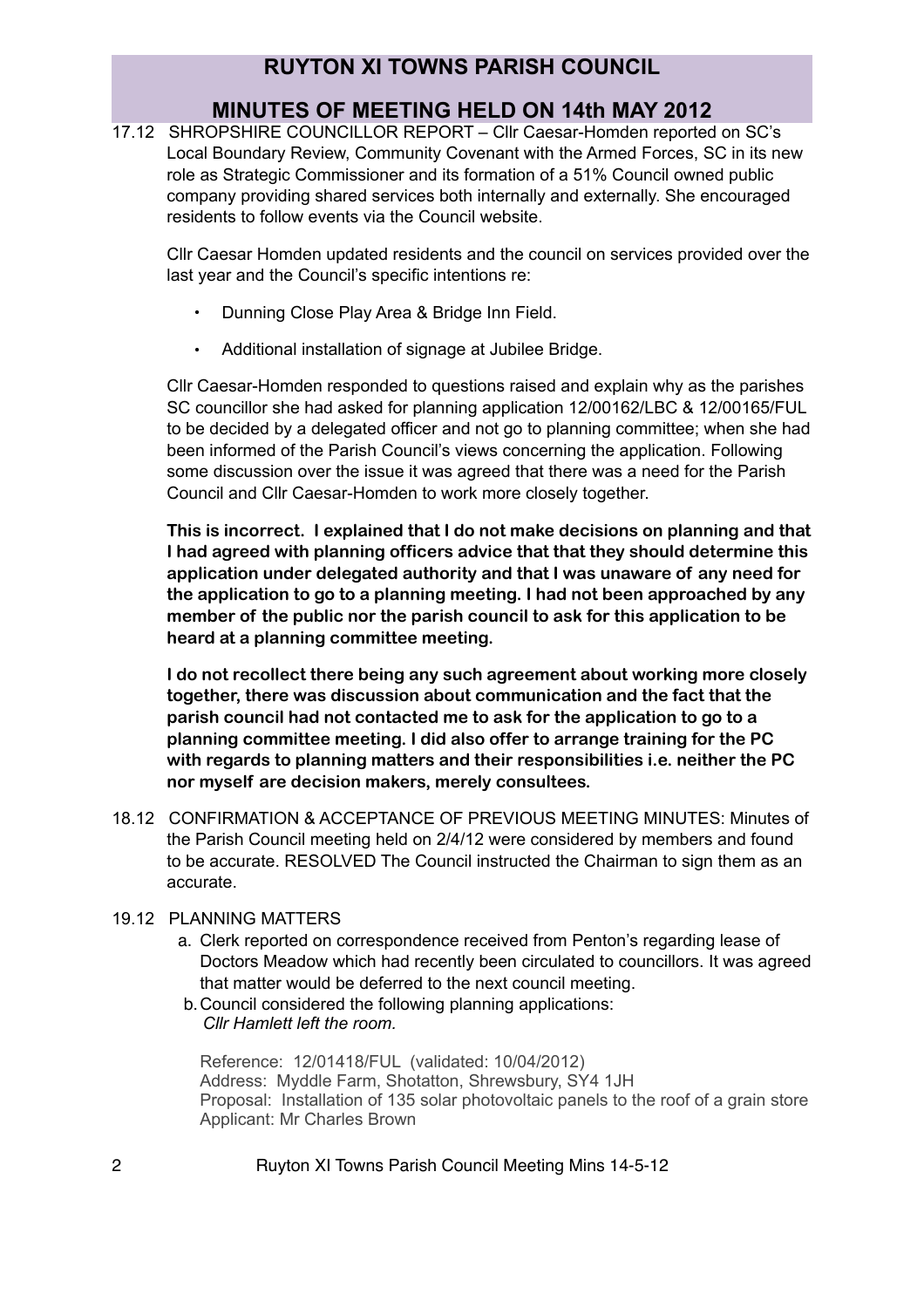# RUYTON XI TOWNS PARISH COUNCIL

## MINUTES OF MEETING HELD ON 14th MAY 2012

17.12 SHROPSHIRE COUNCILLOR REPORT – Cllr Caesar-Homden reported on SC's Local Boundary Review, Community Covenant with the Armed Forces, SC in its new role as Strategic Commissioner and its formation of a 51% Council owned public company providing shared services both internally and externally. She encouraged residents to follow events via the Council website.

Cllr Caesar Homden updated residents and the council on services provided over the last year and the Council's specific intentions re:

- Dunning Close Play Area & Bridge Inn Field.
- Additional installation of signage at Jubilee Bridge.

Cllr Caesar-Homden responded to questions raised and explain why as the parishes SC councillor she had asked for planning application 12/00162/LBC & 12/00165/FUL to be decided by a delegated officer and not go to planning committee; when she had been informed of the Parish Council's views concerning the application. Following some discussion over the issue it was agreed that there was a need for the Parish Council and Cllr Caesar-Homden to work more closely together.

**This is incorrect. I explained that I do not make decisions on planning and that I had agreed with planning officers advice that that they should determine this application under delegated authority and that I was unaware of any need for the application to go to a planning meeting. I had not been approached by any member of the public nor the parish council to ask for this application to be heard at a planning committee meeting.**

**I do not recollect there being any such agreement about working more closely together, there was discussion about communication and the fact that the parish council had not contacted me to ask for the application to go to a planning committee meeting. I did also offer to arrange training for the PC with regards to planning matters and their responsibilities i.e. neither the PC nor myself are decision makers, merely consultees.**

18.12 CONFIRMATION & ACCEPTANCE OF PREVIOUS MEETING MINUTES: Minutes of the Parish Council meeting held on 2/4/12 were considered by members and found to be accurate. RESOLVED The Council instructed the Chairman to sign them as an accurate.

19.12 PLANNING MATTERS

a. Clerk reported on correspondence received from Penton's regarding lease of Doctors Meadow which had recently been circulated to councillors. It was agreed that matter would be deferred to the next council meeting.

b. Council considered the following planning applications:
*Cllr Hamlett left the room.*

Reference: 12/01418/FUL (validated: 10/04/2012)
Address: Myddle Farm, Shotatton, Shrewsbury, SY4 1JH
Proposal: Installation of 135 solar photovoltaic panels to the roof of a grain store
Applicant: Mr Charles Brown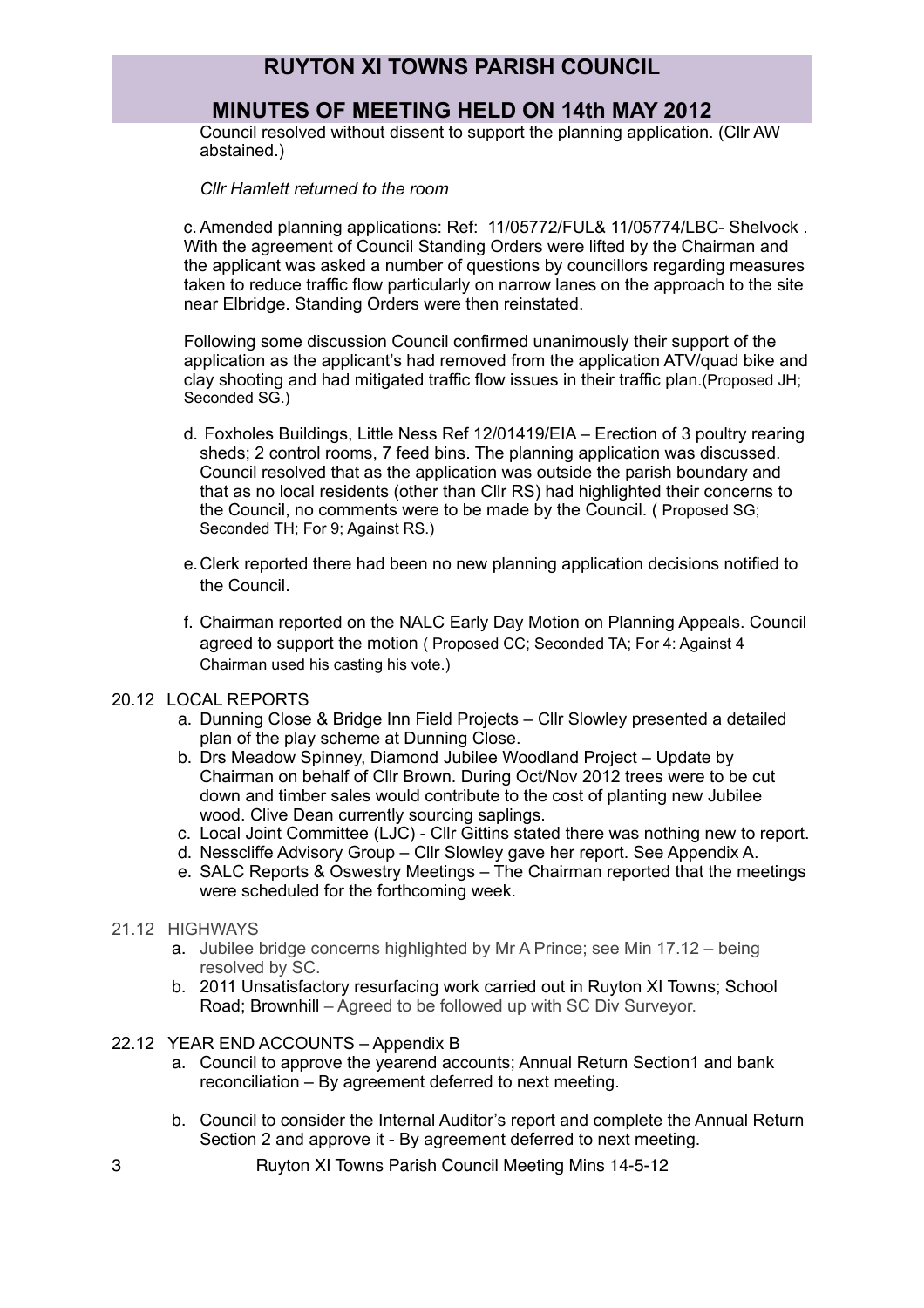Council resolved without dissent to support the planning application. (Cllr AW abstained.)

*Cllr Hamlett returned to the room*

c. Amended planning applications: Ref: 11/05772/FUL& 11/05774/LBC- Shelvock . With the agreement of Council Standing Orders were lifted by the Chairman and the applicant was asked a number of questions by councillors regarding measures taken to reduce traffic flow particularly on narrow lanes on the approach to the site near Elbridge. Standing Orders were then reinstated.

Following some discussion Council confirmed unanimously their support of the application as the applicant's had removed from the application ATV/quad bike and clay shooting and had mitigated traffic flow issues in their traffic plan.(Proposed JH; Seconded SG.)

d. Foxholes Buildings, Little Ness Ref 12/01419/EIA – Erection of 3 poultry rearing sheds; 2 control rooms, 7 feed bins. The planning application was discussed. Council resolved that as the application was outside the parish boundary and that as no local residents (other than Cllr RS) had highlighted their concerns to the Council, no comments were to be made by the Council. ( Proposed SG; Seconded TH; For 9; Against RS.)

e. Clerk reported there had been no new planning application decisions notified to the Council.

f. Chairman reported on the NALC Early Day Motion on Planning Appeals. Council agreed to support the motion ( Proposed CC; Seconded TA; For 4: Against 4 Chairman used his casting his vote.)

20.12 LOCAL REPORTS

a. Dunning Close & Bridge Inn Field Projects – Cllr Slowley presented a detailed plan of the play scheme at Dunning Close.
b. Drs Meadow Spinney, Diamond Jubilee Woodland Project – Update by Chairman on behalf of Cllr Brown. During Oct/Nov 2012 trees were to be cut down and timber sales would contribute to the cost of planting new Jubilee wood. Clive Dean currently sourcing saplings.
c. Local Joint Committee (LJC) - Cllr Gittins stated there was nothing new to report.
d. Nesscliffe Advisory Group – Cllr Slowley gave her report. See Appendix A.
e. SALC Reports & Oswestry Meetings – The Chairman reported that the meetings were scheduled for the forthcoming week.

21.12 HIGHWAYS

a. Jubilee bridge concerns highlighted by Mr A Prince; see Min 17.12 – being resolved by SC.
b. 2011 Unsatisfactory resurfacing work carried out in Ruyton XI Towns; School Road; Brownhill – Agreed to be followed up with SC Div Surveyor.

22.12 YEAR END ACCOUNTS – Appendix B

a. Council to approve the yearend accounts; Annual Return Section1 and bank reconciliation – By agreement deferred to next meeting.

b. Council to consider the Internal Auditor's report and complete the Annual Return Section 2 and approve it - By agreement deferred to next meeting.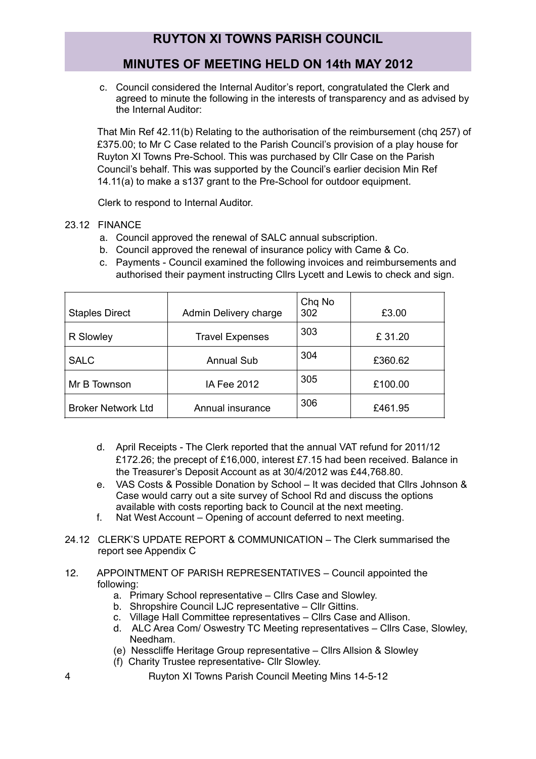c. Council considered the Internal Auditor's report, congratulated the Clerk and agreed to minute the following in the interests of transparency and as advised by the Internal Auditor:

That Min Ref 42.11(b) Relating to the authorisation of the reimbursement (chq 257) of £375.00; to Mr C Case related to the Parish Council's provision of a play house for Ruyton XI Towns Pre-School. This was purchased by Cllr Case on the Parish Council's behalf. This was supported by the Council's earlier decision Min Ref 14.11(a) to make a s137 grant to the Pre-School for outdoor equipment.

Clerk to respond to Internal Auditor.

23.12 FINANCE

a. Council approved the renewal of SALC annual subscription.
b. Council approved the renewal of insurance policy with Came & Co.
c. Payments - Council examined the following invoices and reimbursements and authorised their payment instructing Cllrs Lycett and Lewis to check and sign.

| Staples Direct | Admin Delivery charge | Chq No 302 | £3.00 |
|---|---|---|---|
| R Slowley | Travel Expenses | 303 | £ 31.20 |
| SALC | Annual Sub | 304 | £360.62 |
| Mr B Townson | IA Fee 2012 | 305 | £100.00 |
| Broker Network Ltd | Annual insurance | 306 | £461.95 |

d. April Receipts - The Clerk reported that the annual VAT refund for 2011/12 £172.26; the precept of £16,000, interest £7.15 had been received. Balance in the Treasurer's Deposit Account as at 30/4/2012 was £44,768.80.
e. VAS Costs & Possible Donation by School – It was decided that Cllrs Johnson & Case would carry out a site survey of School Rd and discuss the options available with costs reporting back to Council at the next meeting.
f. Nat West Account – Opening of account deferred to next meeting.

24.12 CLERK'S UPDATE REPORT & COMMUNICATION – The Clerk summarised the report see Appendix C

12. APPOINTMENT OF PARISH REPRESENTATIVES – Council appointed the following:
   a. Primary School representative – Cllrs Case and Slowley.
   b. Shropshire Council LJC representative – Cllr Gittins.
   c. Village Hall Committee representatives – Cllrs Case and Allison.
   d. ALC Area Com/ Oswestry TC Meeting representatives – Cllrs Case, Slowley, Needham.
   (e) Nesscliffe Heritage Group representative – Cllrs Allsion & Slowley
   (f) Charity Trustee representative- Cllr Slowley.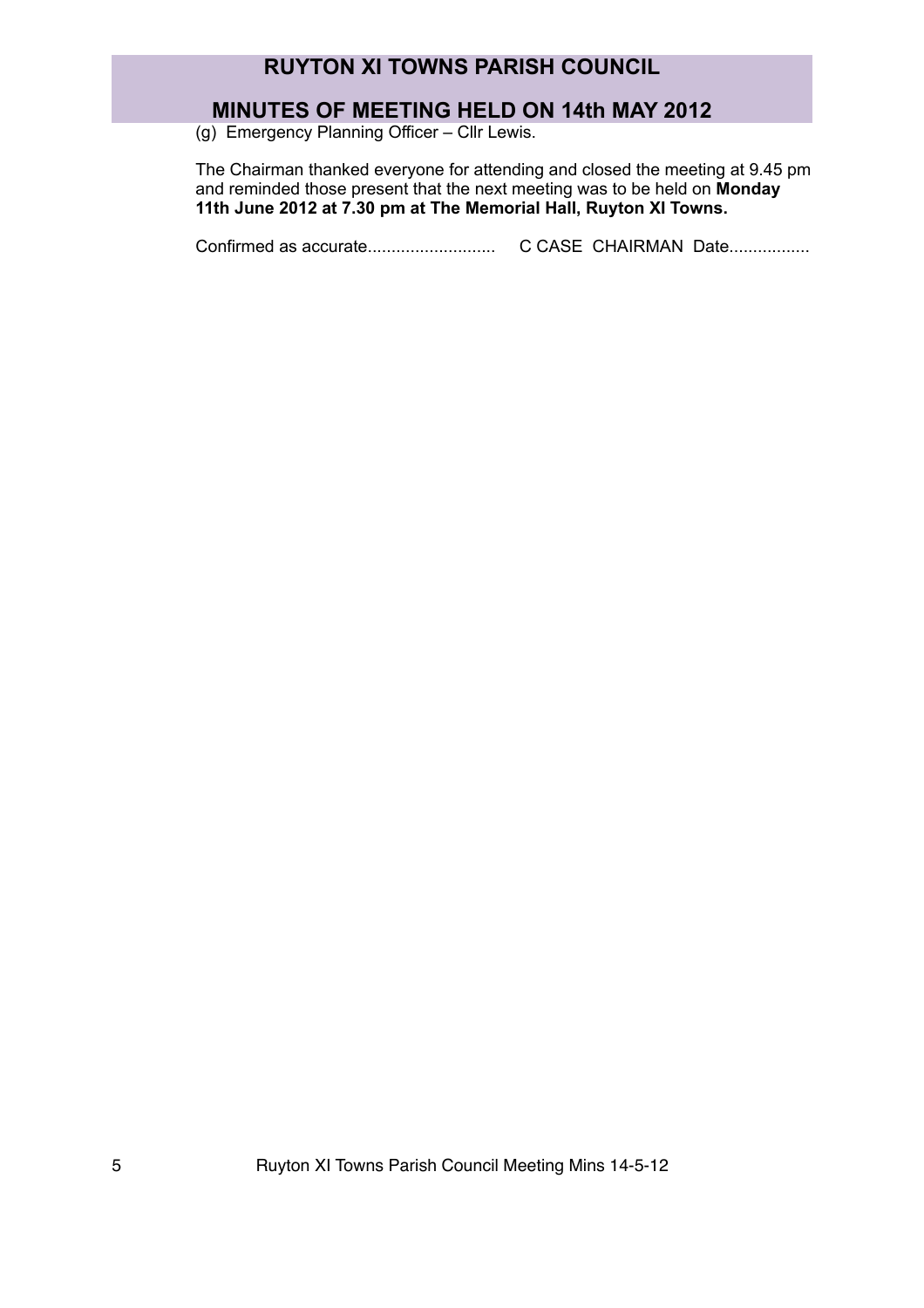(g) Emergency Planning Officer – Cllr Lewis.

The Chairman thanked everyone for attending and closed the meeting at 9.45 pm and reminded those present that the next meeting was to be held on **Monday 11th June 2012 at 7.30 pm at The Memorial Hall, Ruyton XI Towns.**

Confirmed as accurate........................... C CASE CHAIRMAN Date.................